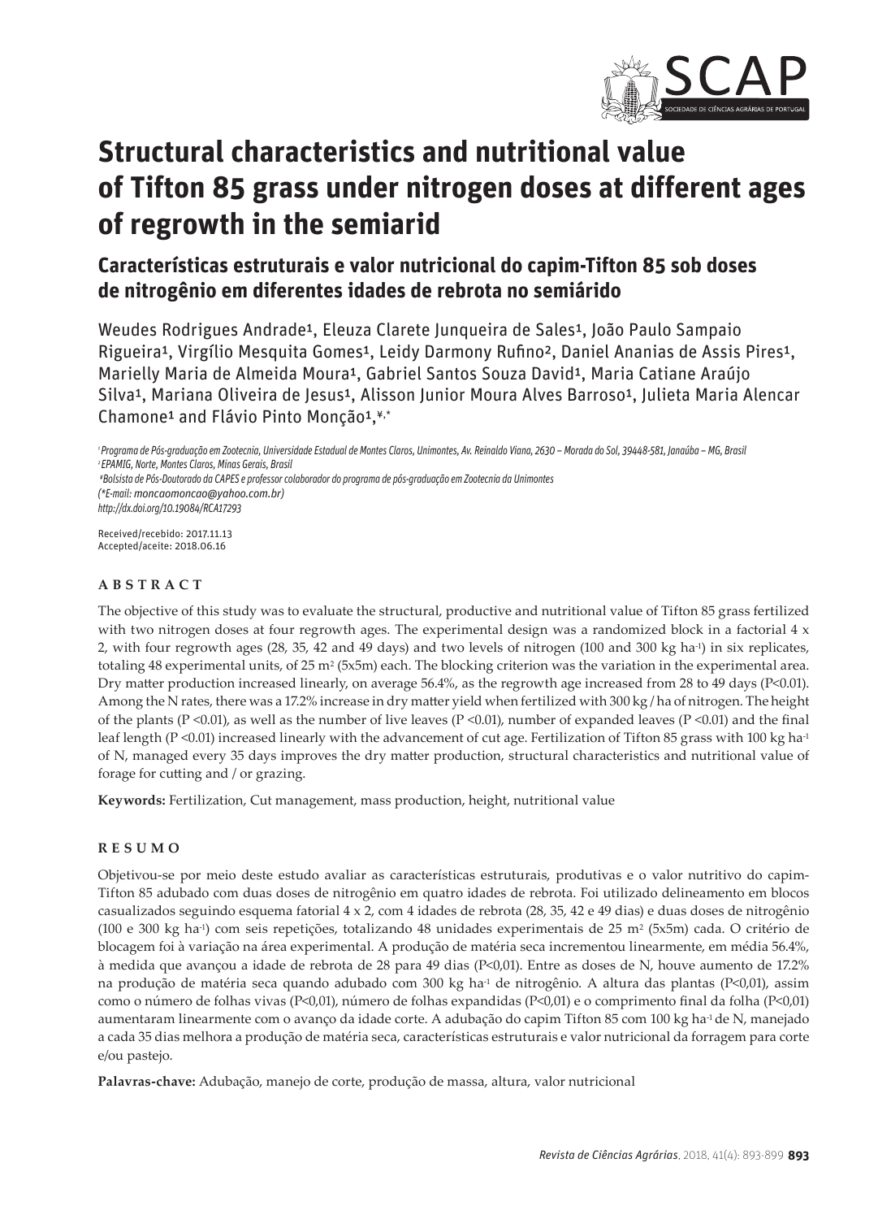# Structural characteristics and nutritional value of Tifton 85 grass under nitrogen doses at different ages of regrowth in the semiarid

## Características estruturais e valor nutricional do capim-Tifton 85 sob doses de nitrogênio em diferentes idades de rebrota no semiárido

Weudes Rodrigues Andrade[1], Eleuza Clarete Junqueira de Sales[1], João Paulo Sampaio Rigueira[1], Virgílio Mesquita Gomes[1], Leidy Darmony Rufino[2], Daniel Ananias de Assis Pires[1], Marielly Maria de Almeida Moura[1], Gabriel Santos Souza David[1], Maria Catiane Araújo Silva[1], Mariana Oliveira de Jesus[1], Alisson Junior Moura Alves Barroso[1], Julieta Maria Alencar Chamone[1] and Flávio Pinto Monção[1,¥,*]

[1] *Programa de Pós-graduação em Zootecnia, Universidade Estadual de Montes Claros, Unimontes, Av. Reinaldo Viana, 2630 – Morada do Sol, 39448-581, Janaúba – MG, Brasil*
[2] *EPAMIG, Norte, Montes Claros, Minas Gerais, Brasil*
[¥] *Bolsista de Pós-Doutorado da CAPES e professor colaborador do programa de pós-graduação em Zootecnia da Unimontes*
*(*E-mail: moncaomoncao@yahoo.com.br)*
*http://dx.doi.org/10.19084/RCA17293*

Received/recebido: 2017.11.13
Accepted/aceite: 2018.06.16

### ABSTRACT

The objective of this study was to evaluate the structural, productive and nutritional value of Tifton 85 grass fertilized with two nitrogen doses at four regrowth ages. The experimental design was a randomized block in a factorial 4 x 2, with four regrowth ages (28, 35, 42 and 49 days) and two levels of nitrogen (100 and 300 kg ha$^{-1}$) in six replicates, totaling 48 experimental units, of 25 m$^2$ (5x5m) each. The blocking criterion was the variation in the experimental area. Dry matter production increased linearly, on average 56.4%, as the regrowth age increased from 28 to 49 days ($P<0.01$). Among the N rates, there was a 17.2% increase in dry matter yield when fertilized with 300 kg / ha of nitrogen. The height of the plants ($P <0.01$), as well as the number of live leaves ($P <0.01$), number of expanded leaves ($P <0.01$) and the final leaf length ($P <0.01$) increased linearly with the advancement of cut age. Fertilization of Tifton 85 grass with 100 kg ha$^{-1}$ of N, managed every 35 days improves the dry matter production, structural characteristics and nutritional value of forage for cutting and / or grazing.

**Keywords:** Fertilization, Cut management, mass production, height, nutritional value

### RESUMO

Objetivou-se por meio deste estudo avaliar as características estruturais, produtivas e o valor nutritivo do capim-Tifton 85 adubado com duas doses de nitrogênio em quatro idades de rebrota. Foi utilizado delineamento em blocos casualizados seguindo esquema fatorial 4 x 2, com 4 idades de rebrota (28, 35, 42 e 49 dias) e duas doses de nitrogênio (100 e 300 kg ha$^{-1}$) com seis repetições, totalizando 48 unidades experimentais de 25 m$^2$ (5x5m) cada. O critério de blocagem foi à variação na área experimental. A produção de matéria seca incrementou linearmente, em média 56.4%, à medida que avançou a idade de rebrota de 28 para 49 dias ($P<0{,}01$). Entre as doses de N, houve aumento de 17.2% na produção de matéria seca quando adubado com 300 kg ha$^{-1}$ de nitrogênio. A altura das plantas ($P<0{,}01$), assim como o número de folhas vivas ($P<0{,}01$), número de folhas expandidas ($P<0{,}01$) e o comprimento final da folha ($P<0{,}01$) aumentaram linearmente com o avanço da idade corte. A adubação do capim Tifton 85 com 100 kg ha$^{-1}$ de N, manejado a cada 35 dias melhora a produção de matéria seca, características estruturais e valor nutricional da forragem para corte e/ou pastejo.

**Palavras-chave:** Adubação, manejo de corte, produção de massa, altura, valor nutricional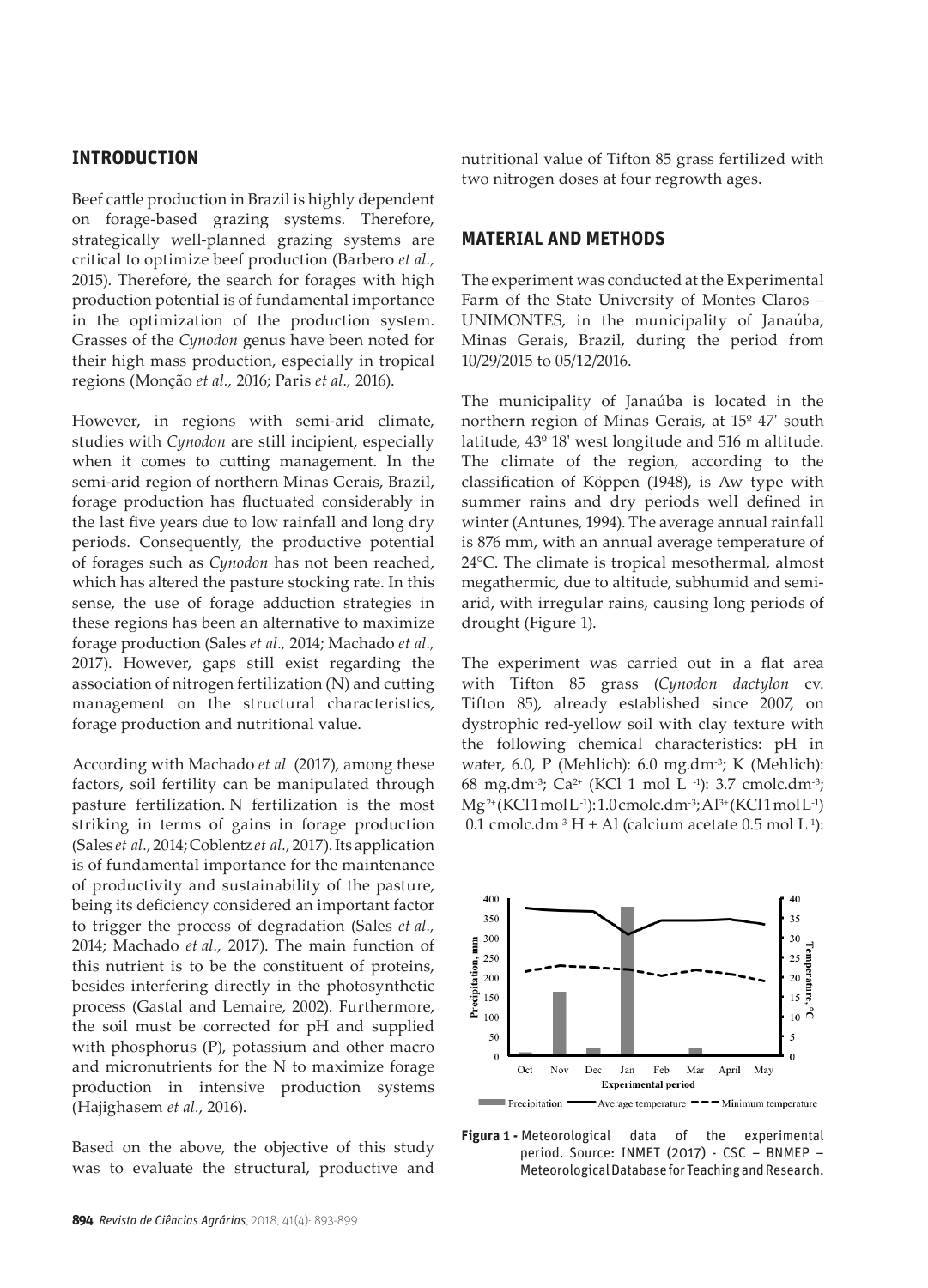## INTRODUCTION

Beef cattle production in Brazil is highly dependent on forage-based grazing systems. Therefore, strategically well-planned grazing systems are critical to optimize beef production (Barbero *et al.,* 2015). Therefore, the search for forages with high production potential is of fundamental importance in the optimization of the production system. Grasses of the *Cynodon* genus have been noted for their high mass production, especially in tropical regions (Monção *et al.,* 2016; Paris *et al.,* 2016).

However, in regions with semi-arid climate, studies with *Cynodon* are still incipient, especially when it comes to cutting management. In the semi-arid region of northern Minas Gerais, Brazil, forage production has fluctuated considerably in the last five years due to low rainfall and long dry periods. Consequently, the productive potential of forages such as *Cynodon* has not been reached, which has altered the pasture stocking rate. In this sense, the use of forage adduction strategies in these regions has been an alternative to maximize forage production (Sales *et al.,* 2014; Machado *et al.,* 2017). However, gaps still exist regarding the association of nitrogen fertilization (N) and cutting management on the structural characteristics, forage production and nutritional value.

According with Machado *et al* (2017), among these factors, soil fertility can be manipulated through pasture fertilization. N fertilization is the most striking in terms of gains in forage production (Sales *et al.*, 2014; Coblentz *et al.,* 2017). Its application is of fundamental importance for the maintenance of productivity and sustainability of the pasture, being its deficiency considered an important factor to trigger the process of degradation (Sales *et al.,* 2014; Machado *et al.,* 2017). The main function of this nutrient is to be the constituent of proteins, besides interfering directly in the photosynthetic process (Gastal and Lemaire, 2002). Furthermore, the soil must be corrected for pH and supplied with phosphorus (P), potassium and other macro and micronutrients for the N to maximize forage production in intensive production systems (Hajighasem *et al.,* 2016).

Based on the above, the objective of this study was to evaluate the structural, productive and nutritional value of Tifton 85 grass fertilized with two nitrogen doses at four regrowth ages.

## MATERIAL AND METHODS

The experiment was conducted at the Experimental Farm of the State University of Montes Claros – UNIMONTES, in the municipality of Janaúba, Minas Gerais, Brazil, during the period from 10/29/2015 to 05/12/2016.

The municipality of Janaúba is located in the northern region of Minas Gerais, at 15º 47' south latitude, 43º 18' west longitude and 516 m altitude. The climate of the region, according to the classification of Köppen (1948), is Aw type with summer rains and dry periods well defined in winter (Antunes, 1994). The average annual rainfall is 876 mm, with an annual average temperature of 24°C. The climate is tropical mesothermal, almost megathermic, due to altitude, subhumid and semi-arid, with irregular rains, causing long periods of drought (Figure 1).

The experiment was carried out in a flat area with Tifton 85 grass (*Cynodon dactylon* cv. Tifton 85), already established since 2007, on dystrophic red-yellow soil with clay texture with the following chemical characteristics: pH in water, 6.0, P (Mehlich): 6.0 mg.dm$^{-3}$; K (Mehlich): 68 mg.dm$^{-3}$; $Ca^{2+}$ (KCl 1 mol L$^{-1}$): 3.7 cmolc.dm$^{-3}$; $Mg^{2+}$ (KCl 1 mol L$^{-1}$): 1.0 cmolc.dm$^{-3}$; $Al^{3+}$ (KCl 1 mol L$^{-1}$) 0.1 cmolc.dm$^{-3}$ H + Al (calcium acetate 0.5 mol L$^{-1}$):

**Figura 1 -** Meteorological data of the experimental period. Source: INMET (2017) - CSC – BNMEP – Meteorological Database for Teaching and Research.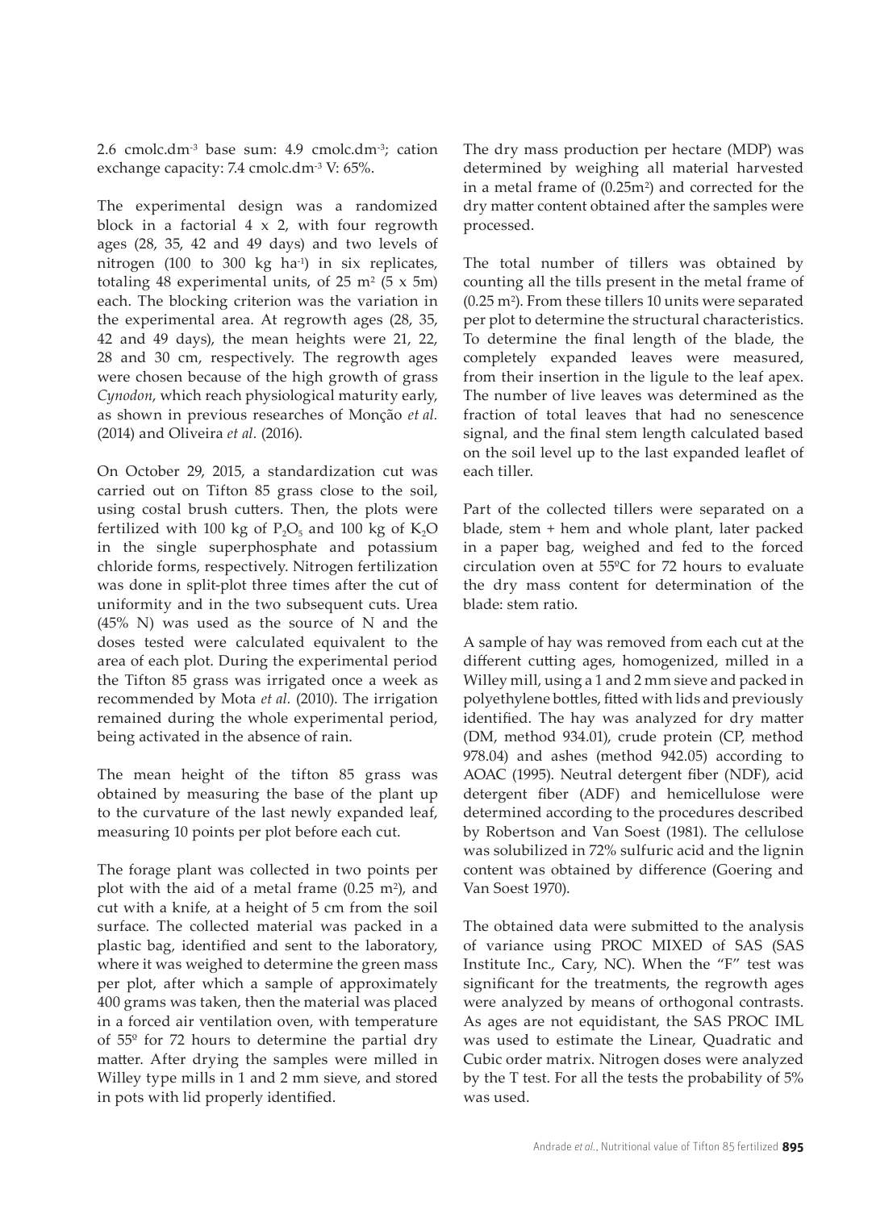2.6 cmolc.dm$^{-3}$ base sum: 4.9 cmolc.dm$^{-3}$; cation exchange capacity: 7.4 cmolc.dm$^{-3}$ V: 65%.

The experimental design was a randomized block in a factorial 4 x 2, with four regrowth ages (28, 35, 42 and 49 days) and two levels of nitrogen (100 to 300 kg ha$^{-1}$) in six replicates, totaling 48 experimental units, of 25 m$^2$ (5 x 5m) each. The blocking criterion was the variation in the experimental area. At regrowth ages (28, 35, 42 and 49 days), the mean heights were 21, 22, 28 and 30 cm, respectively. The regrowth ages were chosen because of the high growth of grass *Cynodon*, which reach physiological maturity early, as shown in previous researches of Monção *et al.* (2014) and Oliveira *et al.* (2016).

On October 29, 2015, a standardization cut was carried out on Tifton 85 grass close to the soil, using costal brush cutters. Then, the plots were fertilized with 100 kg of $P_2O_5$ and 100 kg of $K_2O$ in the single superphosphate and potassium chloride forms, respectively. Nitrogen fertilization was done in split-plot three times after the cut of uniformity and in the two subsequent cuts. Urea (45% N) was used as the source of N and the doses tested were calculated equivalent to the area of each plot. During the experimental period the Tifton 85 grass was irrigated once a week as recommended by Mota *et al.* (2010). The irrigation remained during the whole experimental period, being activated in the absence of rain.

The mean height of the tifton 85 grass was obtained by measuring the base of the plant up to the curvature of the last newly expanded leaf, measuring 10 points per plot before each cut.

The forage plant was collected in two points per plot with the aid of a metal frame (0.25 m$^2$), and cut with a knife, at a height of 5 cm from the soil surface. The collected material was packed in a plastic bag, identified and sent to the laboratory, where it was weighed to determine the green mass per plot, after which a sample of approximately 400 grams was taken, then the material was placed in a forced air ventilation oven, with temperature of 55º for 72 hours to determine the partial dry matter. After drying the samples were milled in Willey type mills in 1 and 2 mm sieve, and stored in pots with lid properly identified.

The dry mass production per hectare (MDP) was determined by weighing all material harvested in a metal frame of (0.25m$^2$) and corrected for the dry matter content obtained after the samples were processed.

The total number of tillers was obtained by counting all the tills present in the metal frame of (0.25 m$^2$). From these tillers 10 units were separated per plot to determine the structural characteristics. To determine the final length of the blade, the completely expanded leaves were measured, from their insertion in the ligule to the leaf apex. The number of live leaves was determined as the fraction of total leaves that had no senescence signal, and the final stem length calculated based on the soil level up to the last expanded leaflet of each tiller.

Part of the collected tillers were separated on a blade, stem + hem and whole plant, later packed in a paper bag, weighed and fed to the forced circulation oven at 55ºC for 72 hours to evaluate the dry mass content for determination of the blade: stem ratio.

A sample of hay was removed from each cut at the different cutting ages, homogenized, milled in a Willey mill, using a 1 and 2 mm sieve and packed in polyethylene bottles, fitted with lids and previously identified. The hay was analyzed for dry matter (DM, method 934.01), crude protein (CP, method 978.04) and ashes (method 942.05) according to AOAC (1995). Neutral detergent fiber (NDF), acid detergent fiber (ADF) and hemicellulose were determined according to the procedures described by Robertson and Van Soest (1981). The cellulose was solubilized in 72% sulfuric acid and the lignin content was obtained by difference (Goering and Van Soest 1970).

The obtained data were submitted to the analysis of variance using PROC MIXED of SAS (SAS Institute Inc., Cary, NC). When the "F" test was significant for the treatments, the regrowth ages were analyzed by means of orthogonal contrasts. As ages are not equidistant, the SAS PROC IML was used to estimate the Linear, Quadratic and Cubic order matrix. Nitrogen doses were analyzed by the T test. For all the tests the probability of 5% was used.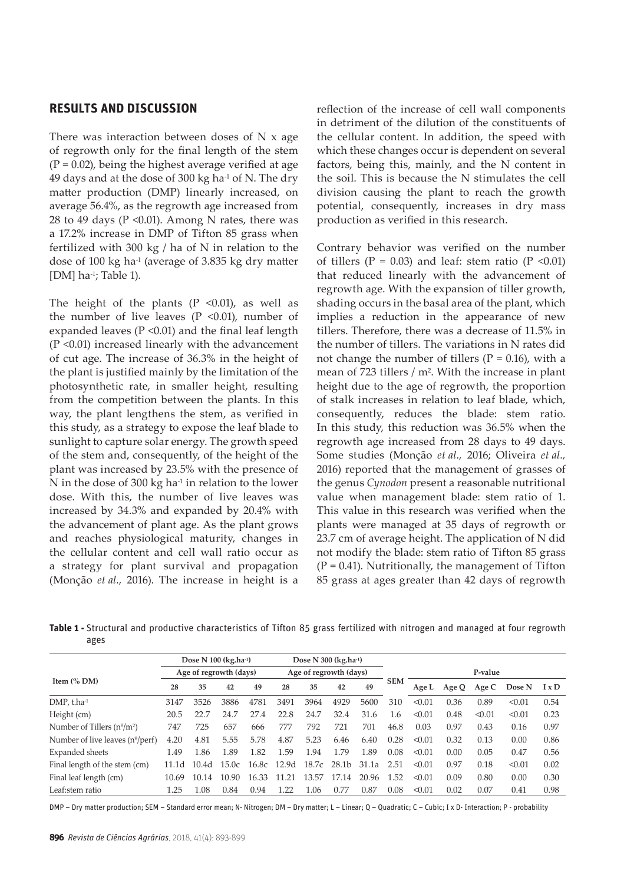## RESULTS AND DISCUSSION

There was interaction between doses of N x age of regrowth only for the final length of the stem ($P = 0.02$), being the highest average verified at age 49 days and at the dose of 300 kg ha$^{-1}$ of N. The dry matter production (DMP) linearly increased, on average 56.4%, as the regrowth age increased from 28 to 49 days ($P < 0.01$). Among N rates, there was a 17.2% increase in DMP of Tifton 85 grass when fertilized with 300 kg / ha of N in relation to the dose of 100 kg ha$^{-1}$ (average of 3.835 kg dry matter [DM] ha$^{-1}$; Table 1).

The height of the plants ($P < 0.01$), as well as the number of live leaves ($P < 0.01$), number of expanded leaves ($P < 0.01$) and the final leaf length ($P < 0.01$) increased linearly with the advancement of cut age. The increase of 36.3% in the height of the plant is justified mainly by the limitation of the photosynthetic rate, in smaller height, resulting from the competition between the plants. In this way, the plant lengthens the stem, as verified in this study, as a strategy to expose the leaf blade to sunlight to capture solar energy. The growth speed of the stem and, consequently, of the height of the plant was increased by 23.5% with the presence of N in the dose of 300 kg ha$^{-1}$ in relation to the lower dose. With this, the number of live leaves was increased by 34.3% and expanded by 20.4% with the advancement of plant age. As the plant grows and reaches physiological maturity, changes in the cellular content and cell wall ratio occur as a strategy for plant survival and propagation (Monção *et al.,* 2016). The increase in height is a reflection of the increase of cell wall components in detriment of the dilution of the constituents of the cellular content. In addition, the speed with which these changes occur is dependent on several factors, being this, mainly, and the N content in the soil. This is because the N stimulates the cell division causing the plant to reach the growth potential, consequently, increases in dry mass production as verified in this research.

Contrary behavior was verified on the number of tillers ($P = 0.03$) and leaf: stem ratio ($P < 0.01$) that reduced linearly with the advancement of regrowth age. With the expansion of tiller growth, shading occurs in the basal area of the plant, which implies a reduction in the appearance of new tillers. Therefore, there was a decrease of 11.5% in the number of tillers. The variations in N rates did not change the number of tillers ($P = 0.16$), with a mean of 723 tillers / m². With the increase in plant height due to the age of regrowth, the proportion of stalk increases in relation to leaf blade, which, consequently, reduces the blade: stem ratio. In this study, this reduction was 36.5% when the regrowth age increased from 28 days to 49 days. Some studies (Monção *et al.,* 2016; Oliveira *et al.,* 2016) reported that the management of grasses of the genus *Cynodon* present a reasonable nutritional value when management blade: stem ratio of 1. This value in this research was verified when the plants were managed at 35 days of regrowth or 23.7 cm of average height. The application of N did not modify the blade: stem ratio of Tifton 85 grass ($P = 0.41$). Nutritionally, the management of Tifton 85 grass at ages greater than 42 days of regrowth

**Table 1 -** Structural and productive characteristics of Tifton 85 grass fertilized with nitrogen and managed at four regrowth ages

| Item (% DM) | Dose N 100 (kg.ha$^{-1}$) | | | | Dose N 300 (kg.ha$^{-1}$) | | | | SEM | P-value | | | | |
|---|---|---|---|---|---|---|---|---|---|---|---|---|---|---|
| | Age of regrowth (days) | | | | Age of regrowth (days) | | | | | | | | | |
| | 28 | 35 | 42 | 49 | 28 | 35 | 42 | 49 | | Age L | Age Q | Age C | Dose N | I x D |
| DMP, t.ha$^{-1}$ | 3147 | 3526 | 3886 | 4781 | 3491 | 3964 | 4929 | 5600 | 310 | <0.01 | 0.36 | 0.89 | <0.01 | 0.54 |
| Height (cm) | 20.5 | 22.7 | 24.7 | 27.4 | 22.8 | 24.7 | 32.4 | 31.6 | 1.6 | <0.01 | 0.48 | <0.01 | <0.01 | 0.23 |
| Number of Tillers (nº/m²) | 747 | 725 | 657 | 666 | 777 | 792 | 721 | 701 | 46.8 | 0.03 | 0.97 | 0.43 | 0.16 | 0.97 |
| Number of live leaves (nº/perf) | 4.20 | 4.81 | 5.55 | 5.78 | 4.87 | 5.23 | 6.46 | 6.40 | 0.28 | <0.01 | 0.32 | 0.13 | 0.00 | 0.86 |
| Expanded sheets | 1.49 | 1.86 | 1.89 | 1.82 | 1.59 | 1.94 | 1.79 | 1.89 | 0.08 | <0.01 | 0.00 | 0.05 | 0.47 | 0.56 |
| Final length of the stem (cm) | 11.1d | 10.4d | 15.0c | 16.8c | 12.9d | 18.7c | 28.1b | 31.1a | 2.51 | <0.01 | 0.97 | 0.18 | <0.01 | 0.02 |
| Final leaf length (cm) | 10.69 | 10.14 | 10.90 | 16.33 | 11.21 | 13.57 | 17.14 | 20.96 | 1.52 | <0.01 | 0.09 | 0.80 | 0.00 | 0.30 |
| Leaf:stem ratio | 1.25 | 1.08 | 0.84 | 0.94 | 1.22 | 1.06 | 0.77 | 0.87 | 0.08 | <0.01 | 0.02 | 0.07 | 0.41 | 0.98 |

DMP – Dry matter production; SEM – Standard error mean; N- Nitrogen; DM – Dry matter; L – Linear; Q – Quadratic; C – Cubic; I x D- Interaction; P - probability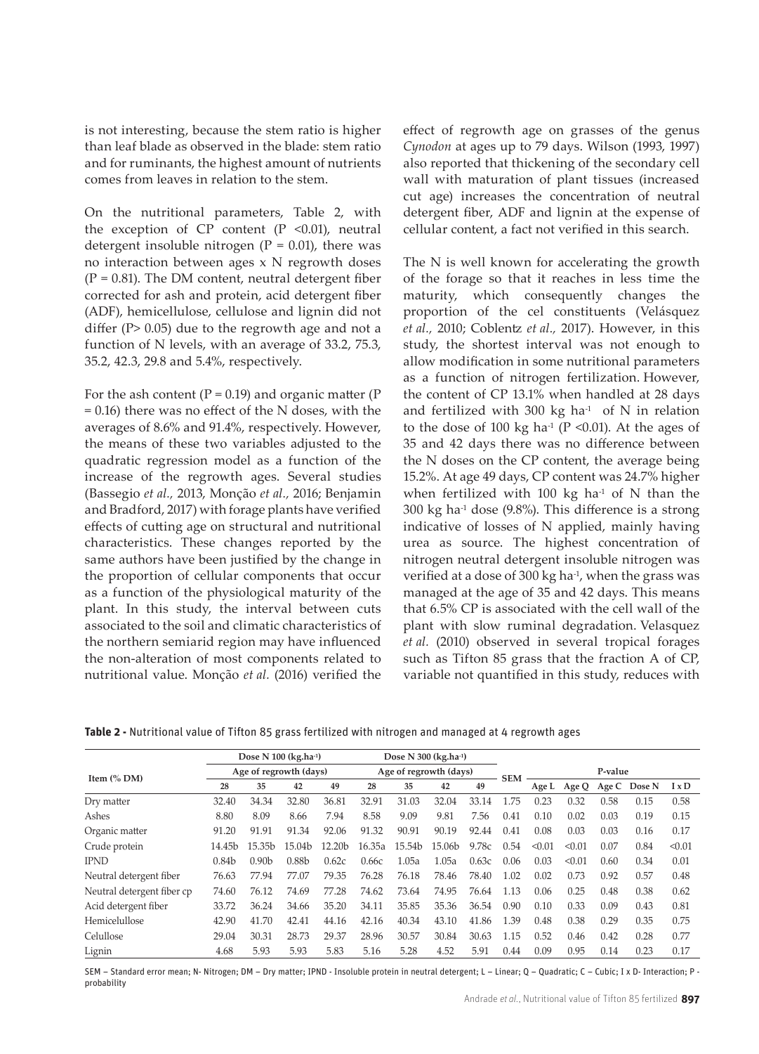is not interesting, because the stem ratio is higher than leaf blade as observed in the blade: stem ratio and for ruminants, the highest amount of nutrients comes from leaves in relation to the stem.

On the nutritional parameters, Table 2, with the exception of CP content ($P < 0.01$), neutral detergent insoluble nitrogen ($P = 0.01$), there was no interaction between ages x N regrowth doses ($P = 0.81$). The DM content, neutral detergent fiber corrected for ash and protein, acid detergent fiber (ADF), hemicellulose, cellulose and lignin did not differ ($P > 0.05$) due to the regrowth age and not a function of N levels, with an average of 33.2, 75.3, 35.2, 42.3, 29.8 and 5.4%, respectively.

For the ash content ($P = 0.19$) and organic matter ($P = 0.16$) there was no effect of the N doses, with the averages of 8.6% and 91.4%, respectively. However, the means of these two variables adjusted to the quadratic regression model as a function of the increase of the regrowth ages. Several studies (Bassegio *et al.,* 2013, Monção *et al.,* 2016; Benjamin and Bradford, 2017) with forage plants have verified effects of cutting age on structural and nutritional characteristics. These changes reported by the same authors have been justified by the change in the proportion of cellular components that occur as a function of the physiological maturity of the plant. In this study, the interval between cuts associated to the soil and climatic characteristics of the northern semiarid region may have influenced the non-alteration of most components related to nutritional value. Monção *et al.* (2016) verified the effect of regrowth age on grasses of the genus *Cynodon* at ages up to 79 days. Wilson (1993, 1997) also reported that thickening of the secondary cell wall with maturation of plant tissues (increased cut age) increases the concentration of neutral detergent fiber, ADF and lignin at the expense of cellular content, a fact not verified in this search.

The N is well known for accelerating the growth of the forage so that it reaches in less time the maturity, which consequently changes the proportion of the cel constituents (Velásquez *et al.,* 2010; Coblentz *et al.,* 2017). However, in this study, the shortest interval was not enough to allow modification in some nutritional parameters as a function of nitrogen fertilization. However, the content of CP 13.1% when handled at 28 days and fertilized with 300 kg $ha^{-1}$ of N in relation to the dose of 100 kg $ha^{-1}$ ($P < 0.01$). At the ages of 35 and 42 days there was no difference between the N doses on the CP content, the average being 15.2%. At age 49 days, CP content was 24.7% higher when fertilized with 100 kg $ha^{-1}$ of N than the 300 kg $ha^{-1}$ dose (9.8%). This difference is a strong indicative of losses of N applied, mainly having urea as source. The highest concentration of nitrogen neutral detergent insoluble nitrogen was verified at a dose of 300 kg $ha^{-1}$, when the grass was managed at the age of 35 and 42 days. This means that 6.5% CP is associated with the cell wall of the plant with slow ruminal degradation. Velasquez *et al.* (2010) observed in several tropical forages such as Tifton 85 grass that the fraction A of CP, variable not quantified in this study, reduces with

**Table 2 -** Nutritional value of Tifton 85 grass fertilized with nitrogen and managed at 4 regrowth ages

| Item (% DM) | Dose N 100 (kg.ha⁻¹) | | | | Dose N 300 (kg.ha⁻¹) | | | | SEM | P-value | | | | |
|---|---|---|---|---|---|---|---|---|---|---|---|---|---|---|
| | Age of regrowth (days) | | | | Age of regrowth (days) | | | | | | | | | |
| | 28 | 35 | 42 | 49 | 28 | 35 | 42 | 49 | | Age L | Age Q | Age C | Dose N | I x D |
| Dry matter | 32.40 | 34.34 | 32.80 | 36.81 | 32.91 | 31.03 | 32.04 | 33.14 | 1.75 | 0.23 | 0.32 | 0.58 | 0.15 | 0.58 |
| Ashes | 8.80 | 8.09 | 8.66 | 7.94 | 8.58 | 9.09 | 9.81 | 7.56 | 0.41 | 0.10 | 0.02 | 0.03 | 0.19 | 0.15 |
| Organic matter | 91.20 | 91.91 | 91.34 | 92.06 | 91.32 | 90.91 | 90.19 | 92.44 | 0.41 | 0.08 | 0.03 | 0.03 | 0.16 | 0.17 |
| Crude protein | 14.45b | 15.35b | 15.04b | 12.20b | 16.35a | 15.54b | 15.06b | 9.78c | 0.54 | <0.01 | <0.01 | 0.07 | 0.84 | <0.01 |
| IPND | 0.84b | 0.90b | 0.88b | 0.62c | 0.66c | 1.05a | 1.05a | 0.63c | 0.06 | 0.03 | <0.01 | 0.60 | 0.34 | 0.01 |
| Neutral detergent fiber | 76.63 | 77.94 | 77.07 | 79.35 | 76.28 | 76.18 | 78.46 | 78.40 | 1.02 | 0.02 | 0.73 | 0.92 | 0.57 | 0.48 |
| Neutral detergent fiber cp | 74.60 | 76.12 | 74.69 | 77.28 | 74.62 | 73.64 | 74.95 | 76.64 | 1.13 | 0.06 | 0.25 | 0.48 | 0.38 | 0.62 |
| Acid detergent fiber | 33.72 | 36.24 | 34.66 | 35.20 | 34.11 | 35.85 | 35.36 | 36.54 | 0.90 | 0.10 | 0.33 | 0.09 | 0.43 | 0.81 |
| Hemicelullose | 42.90 | 41.70 | 42.41 | 44.16 | 42.16 | 40.34 | 43.10 | 41.86 | 1.39 | 0.48 | 0.38 | 0.29 | 0.35 | 0.75 |
| Celullose | 29.04 | 30.31 | 28.73 | 29.37 | 28.96 | 30.57 | 30.84 | 30.63 | 1.15 | 0.52 | 0.46 | 0.42 | 0.28 | 0.77 |
| Lignin | 4.68 | 5.93 | 5.93 | 5.83 | 5.16 | 5.28 | 4.52 | 5.91 | 0.44 | 0.09 | 0.95 | 0.14 | 0.23 | 0.17 |

SEM – Standard error mean; N- Nitrogen; DM – Dry matter; IPND - Insoluble protein in neutral detergent; L – Linear; Q – Quadratic; C – Cubic; I x D- Interaction; P - probability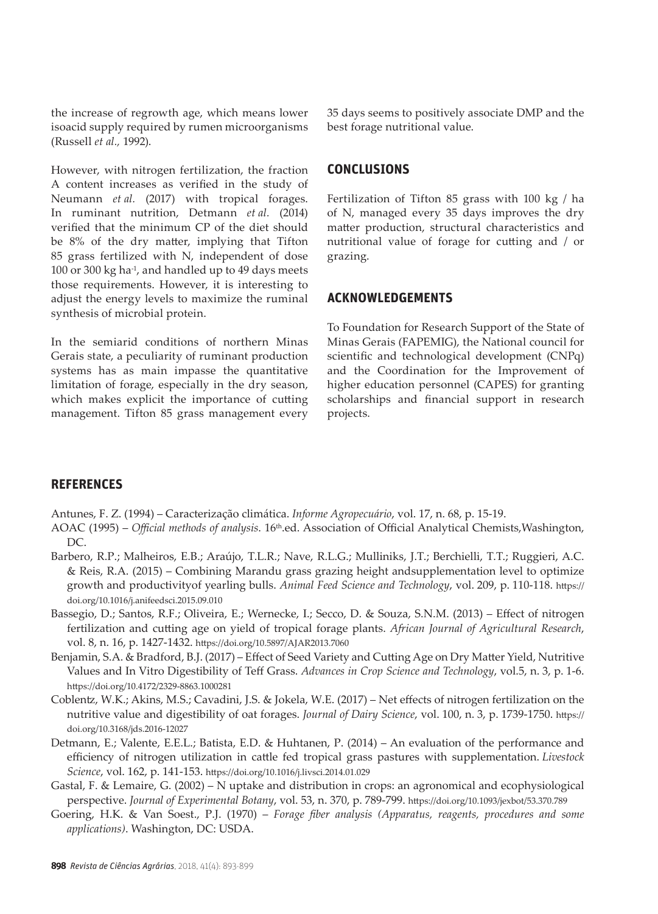the increase of regrowth age, which means lower isoacid supply required by rumen microorganisms (Russell *et al.,* 1992).

However, with nitrogen fertilization, the fraction A content increases as verified in the study of Neumann *et al.* (2017) with tropical forages. In ruminant nutrition, Detmann *et al.* (2014) verified that the minimum CP of the diet should be 8% of the dry matter, implying that Tifton 85 grass fertilized with N, independent of dose 100 or 300 kg $ha^{-1}$, and handled up to 49 days meets those requirements. However, it is interesting to adjust the energy levels to maximize the ruminal synthesis of microbial protein.

In the semiarid conditions of northern Minas Gerais state, a peculiarity of ruminant production systems has as main impasse the quantitative limitation of forage, especially in the dry season, which makes explicit the importance of cutting management. Tifton 85 grass management every 35 days seems to positively associate DMP and the best forage nutritional value.

## CONCLUSIONS

Fertilization of Tifton 85 grass with 100 kg / ha of N, managed every 35 days improves the dry matter production, structural characteristics and nutritional value of forage for cutting and / or grazing.

## ACKNOWLEDGEMENTS

To Foundation for Research Support of the State of Minas Gerais (FAPEMIG), the National council for scientific and technological development (CNPq) and the Coordination for the Improvement of higher education personnel (CAPES) for granting scholarships and financial support in research projects.

## REFERENCES

Antunes, F. Z. (1994) – Caracterização climática. *Informe Agropecuário*, vol. 17, n. 68, p. 15-19.

AOAC (1995) – *Official methods of analysis*. 16th.ed. Association of Official Analytical Chemists,Washington, DC.

Barbero, R.P.; Malheiros, E.B.; Araújo, T.L.R.; Nave, R.L.G.; Mulliniks, J.T.; Berchielli, T.T.; Ruggieri, A.C. & Reis, R.A. (2015) – Combining Marandu grass grazing height andsupplementation level to optimize growth and productivityof yearling bulls. *Animal Feed Science and Technology*, vol. 209, p. 110-118. https://doi.org/10.1016/j.anifeedsci.2015.09.010

Bassegio, D.; Santos, R.F.; Oliveira, E.; Wernecke, I.; Secco, D. & Souza, S.N.M. (2013) – Effect of nitrogen fertilization and cutting age on yield of tropical forage plants. *African Journal of Agricultural Research*, vol. 8, n. 16, p. 1427-1432. https://doi.org/10.5897/AJAR2013.7060

Benjamin, S.A. & Bradford, B.J. (2017) – Effect of Seed Variety and Cutting Age on Dry Matter Yield, Nutritive Values and In Vitro Digestibility of Teff Grass. *Advances in Crop Science and Technology*, vol.5, n. 3, p. 1-6. https://doi.org/10.4172/2329-8863.1000281

Coblentz, W.K.; Akins, M.S.; Cavadini, J.S. & Jokela, W.E. (2017) – Net effects of nitrogen fertilization on the nutritive value and digestibility of oat forages. *Journal of Dairy Science*, vol. 100, n. 3, p. 1739-1750. https://doi.org/10.3168/jds.2016-12027

Detmann, E.; Valente, E.E.L.; Batista, E.D. & Huhtanen, P. (2014) – An evaluation of the performance and efficiency of nitrogen utilization in cattle fed tropical grass pastures with supplementation. *Livestock Science*, vol. 162, p. 141-153. https://doi.org/10.1016/j.livsci.2014.01.029

Gastal, F. & Lemaire, G. (2002) – N uptake and distribution in crops: an agronomical and ecophysiological perspective. *Journal of Experimental Botany*, vol. 53, n. 370, p. 789-799. https://doi.org/10.1093/jexbot/53.370.789

Goering, H.K. & Van Soest., P.J. (1970) – *Forage fiber analysis (Apparatus, reagents, procedures and some applications)*. Washington, DC: USDA.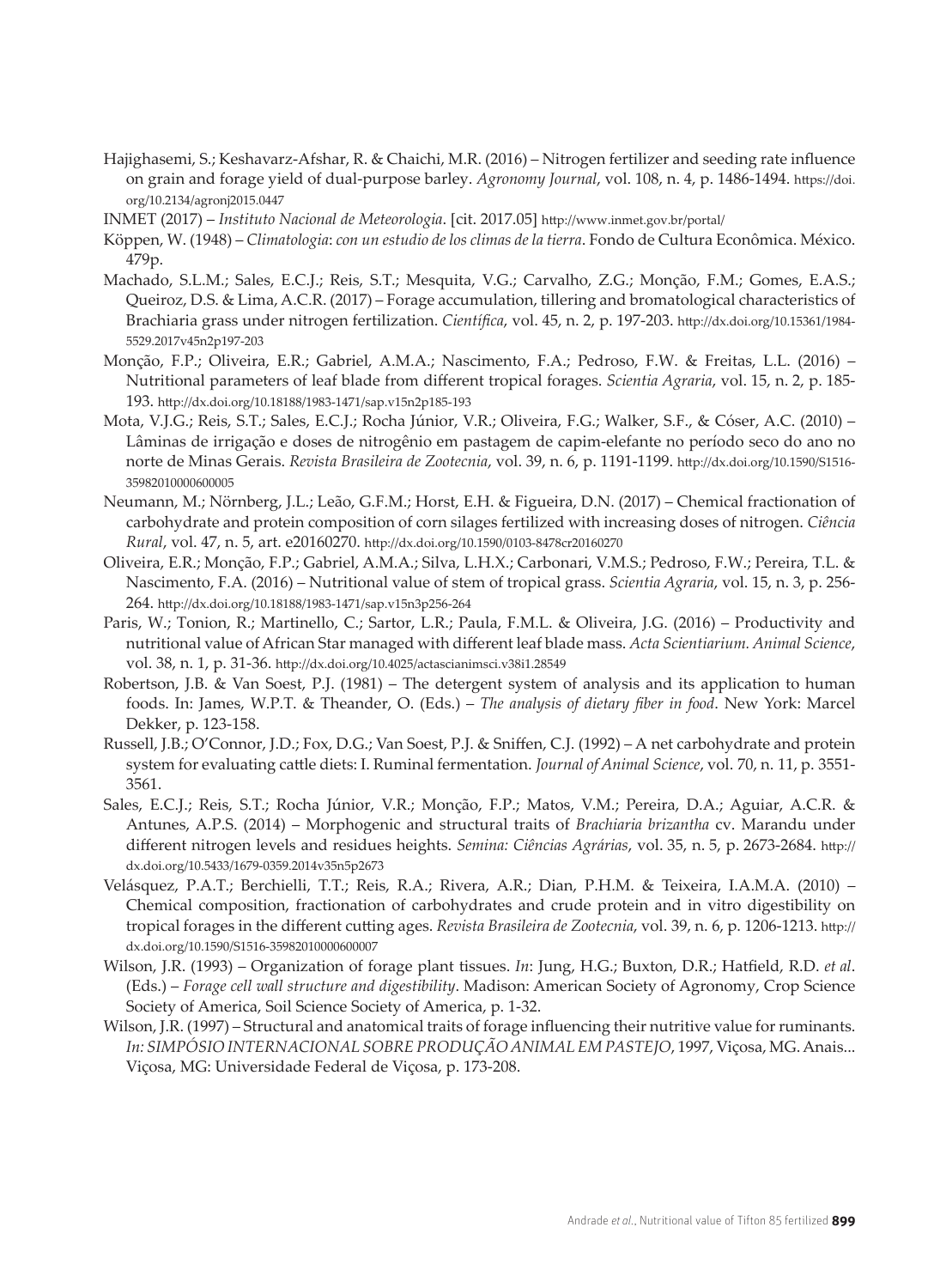Hajighasemi, S.; Keshavarz-Afshar, R. & Chaichi, M.R. (2016) – Nitrogen fertilizer and seeding rate influence on grain and forage yield of dual-purpose barley. *Agronomy Journal*, vol. 108, n. 4, p. 1486-1494. https://doi.org/10.2134/agronj2015.0447

INMET (2017) – *Instituto Nacional de Meteorologia*. [cit. 2017.05] http://www.inmet.gov.br/portal/

Köppen, W. (1948) – *Climatologia*: *con un estudio de los climas de la tierra*. Fondo de Cultura Econômica. México. 479p.

Machado, S.L.M.; Sales, E.C.J.; Reis, S.T.; Mesquita, V.G.; Carvalho, Z.G.; Monção, F.M.; Gomes, E.A.S.; Queiroz, D.S. & Lima, A.C.R. (2017) – Forage accumulation, tillering and bromatological characteristics of Brachiaria grass under nitrogen fertilization. *Científica*, vol. 45, n. 2, p. 197-203. http://dx.doi.org/10.15361/1984-5529.2017v45n2p197-203

Monção, F.P.; Oliveira, E.R.; Gabriel, A.M.A.; Nascimento, F.A.; Pedroso, F.W. & Freitas, L.L. (2016) – Nutritional parameters of leaf blade from different tropical forages. *Scientia Agraria*, vol. 15, n. 2, p. 185-193. http://dx.doi.org/10.18188/1983-1471/sap.v15n2p185-193

Mota, V.J.G.; Reis, S.T.; Sales, E.C.J.; Rocha Júnior, V.R.; Oliveira, F.G.; Walker, S.F., & Cóser, A.C. (2010) – Lâminas de irrigação e doses de nitrogênio em pastagem de capim-elefante no período seco do ano no norte de Minas Gerais. *Revista Brasileira de Zootecnia*, vol. 39, n. 6, p. 1191-1199. http://dx.doi.org/10.1590/S1516-35982010000600005

Neumann, M.; Nörnberg, J.L.; Leão, G.F.M.; Horst, E.H. & Figueira, D.N. (2017) – Chemical fractionation of carbohydrate and protein composition of corn silages fertilized with increasing doses of nitrogen. *Ciência Rural*, vol. 47, n. 5, art. e20160270. http://dx.doi.org/10.1590/0103-8478cr20160270

Oliveira, E.R.; Monção, F.P.; Gabriel, A.M.A.; Silva, L.H.X.; Carbonari, V.M.S.; Pedroso, F.W.; Pereira, T.L. & Nascimento, F.A. (2016) – Nutritional value of stem of tropical grass. *Scientia Agraria*, vol. 15, n. 3, p. 256-264. http://dx.doi.org/10.18188/1983-1471/sap.v15n3p256-264

Paris, W.; Tonion, R.; Martinello, C.; Sartor, L.R.; Paula, F.M.L. & Oliveira, J.G. (2016) – Productivity and nutritional value of African Star managed with different leaf blade mass. *Acta Scientiarium. Animal Science*, vol. 38, n. 1, p. 31-36. http://dx.doi.org/10.4025/actascianimsci.v38i1.28549

Robertson, J.B. & Van Soest, P.J. (1981) – The detergent system of analysis and its application to human foods. In: James, W.P.T. & Theander, O. (Eds.) – *The analysis of dietary fiber in food*. New York: Marcel Dekker, p. 123-158.

Russell, J.B.; O'Connor, J.D.; Fox, D.G.; Van Soest, P.J. & Sniffen, C.J. (1992) – A net carbohydrate and protein system for evaluating cattle diets: I. Ruminal fermentation. *Journal of Animal Science*, vol. 70, n. 11, p. 3551-3561.

Sales, E.C.J.; Reis, S.T.; Rocha Júnior, V.R.; Monção, F.P.; Matos, V.M.; Pereira, D.A.; Aguiar, A.C.R. & Antunes, A.P.S. (2014) – Morphogenic and structural traits of *Brachiaria brizantha* cv. Marandu under different nitrogen levels and residues heights. *Semina: Ciências Agrárias*, vol. 35, n. 5, p. 2673-2684. http://dx.doi.org/10.5433/1679-0359.2014v35n5p2673

Velásquez, P.A.T.; Berchielli, T.T.; Reis, R.A.; Rivera, A.R.; Dian, P.H.M. & Teixeira, I.A.M.A. (2010) – Chemical composition, fractionation of carbohydrates and crude protein and in vitro digestibility on tropical forages in the different cutting ages. *Revista Brasileira de Zootecnia*, vol. 39, n. 6, p. 1206-1213. http://dx.doi.org/10.1590/S1516-35982010000600007

Wilson, J.R. (1993) – Organization of forage plant tissues. *In*: Jung, H.G.; Buxton, D.R.; Hatfield, R.D. *et al*. (Eds.) – *Forage cell wall structure and digestibility*. Madison: American Society of Agronomy, Crop Science Society of America, Soil Science Society of America, p. 1-32.

Wilson, J.R. (1997) – Structural and anatomical traits of forage influencing their nutritive value for ruminants. *In: SIMPÓSIO INTERNACIONAL SOBRE PRODUÇÃO ANIMAL EM PASTEJO*, 1997, Viçosa, MG. Anais... Viçosa, MG: Universidade Federal de Viçosa, p. 173-208.